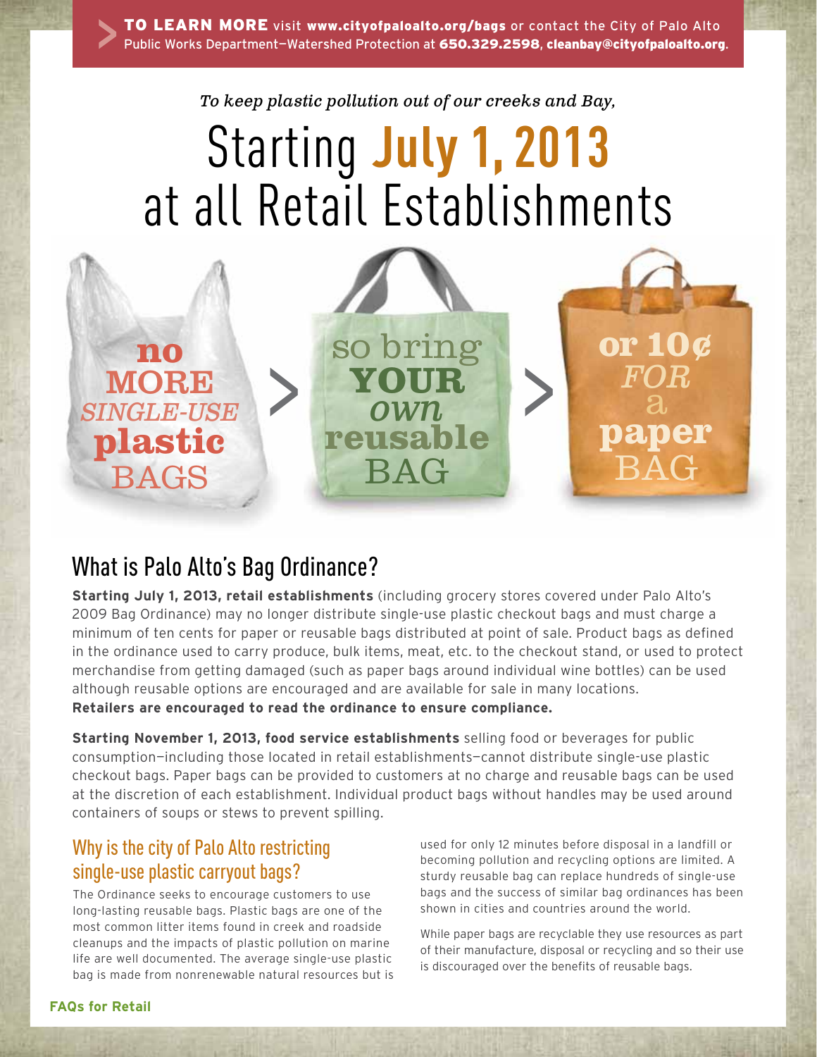**TO LEARN MORE** visit **www.cityofpaloalto.org/bags** or contact the City of Palo Alto Public Works Department—Watershed Protection at **650.329.2598**, **cleanbay@cityofpaloalto.org**.

*To keep plastic pollution out of our creeks and Bay,*

# Starting **July 1, 2013** at all Retail Establishments

**no MORE** *SINGLE-USE* **plastic** BAGS > so bring **YOUR** *own* **reusable** BAG > **or 10¢** *FOR* a **paper** BAG

## What is Palo Alto's Bag Ordinance?

**Starting July 1, 2013, retail establishments** (including grocery stores covered under Palo Alto's 2009 Bag Ordinance) may no longer distribute single-use plastic checkout bags and must charge a minimum of ten cents for paper or reusable bags distributed at point of sale. Product bags as defined in the ordinance used to carry produce, bulk items, meat, etc. to the checkout stand, or used to protect merchandise from getting damaged (such as paper bags around individual wine bottles) can be used although reusable options are encouraged and are available for sale in many locations.
**Retailers are encouraged to read the ordinance to ensure compliance.**

**Starting November 1, 2013, food service establishments** selling food or beverages for public consumption—including those located in retail establishments—cannot distribute single-use plastic checkout bags. Paper bags can be provided to customers at no charge and reusable bags can be used at the discretion of each establishment. Individual product bags without handles may be used around containers of soups or stews to prevent spilling.

### Why is the city of Palo Alto restricting single-use plastic carryout bags?

The Ordinance seeks to encourage customers to use long-lasting reusable bags. Plastic bags are one of the most common litter items found in creek and roadside cleanups and the impacts of plastic pollution on marine life are well documented. The average single-use plastic bag is made from nonrenewable natural resources but is used for only 12 minutes before disposal in a landfill or becoming pollution and recycling options are limited. A sturdy reusable bag can replace hundreds of single-use bags and the success of similar bag ordinances has been shown in cities and countries around the world.

While paper bags are recyclable they use resources as part of their manufacture, disposal or recycling and so their use is discouraged over the benefits of reusable bags.

**FAQs for Retail**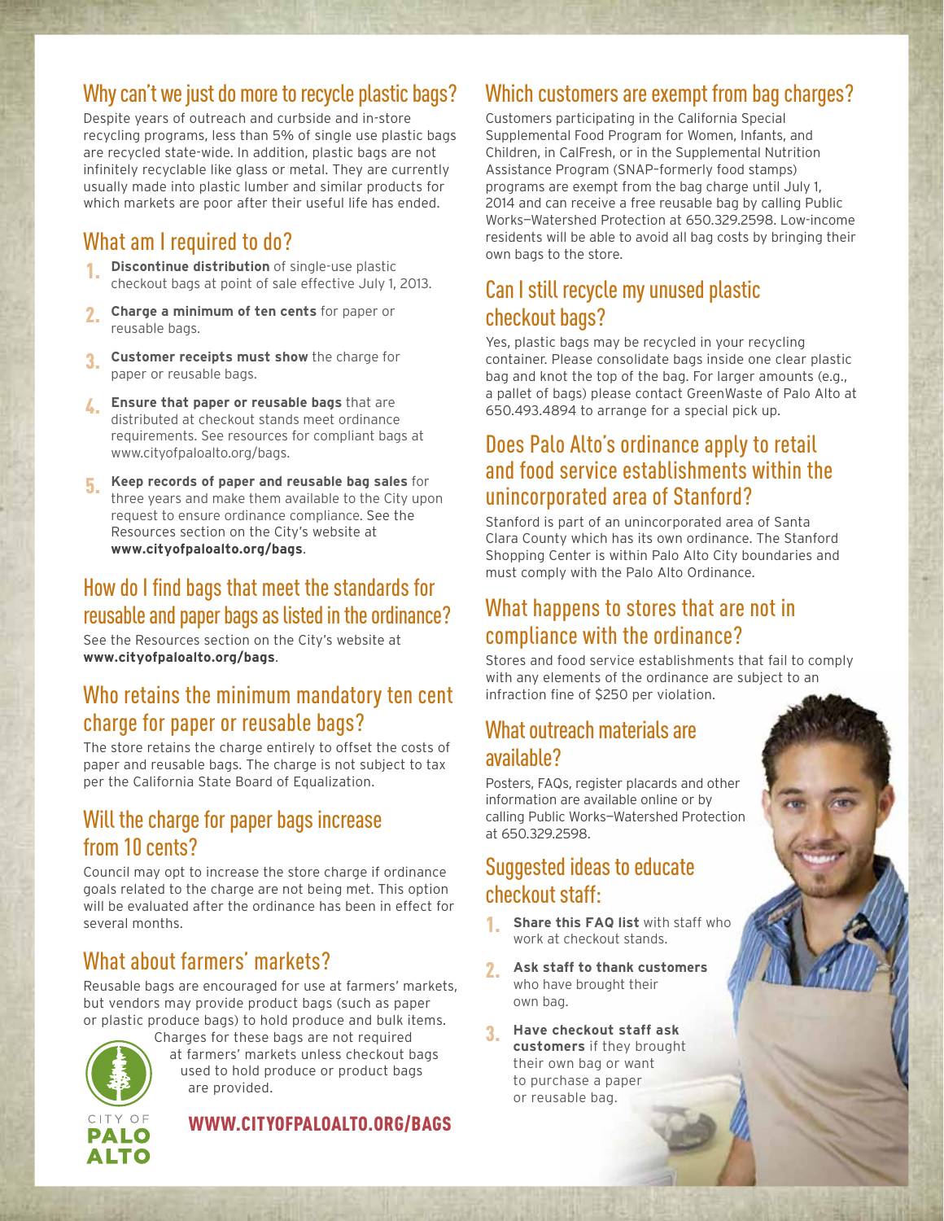## Why can't we just do more to recycle plastic bags?

Despite years of outreach and curbside and in-store recycling programs, less than 5% of single use plastic bags are recycled state-wide. In addition, plastic bags are not infinitely recyclable like glass or metal. They are currently usually made into plastic lumber and similar products for which markets are poor after their useful life has ended.

## What am I required to do?

1. **Discontinue distribution** of single-use plastic checkout bags at point of sale effective July 1, 2013.
2. **Charge a minimum of ten cents** for paper or reusable bags.
3. **Customer receipts must show** the charge for paper or reusable bags.
4. **Ensure that paper or reusable bags** that are distributed at checkout stands meet ordinance requirements. See resources for compliant bags at www.cityofpaloalto.org/bags.
5. **Keep records of paper and reusable bag sales** for three years and make them available to the City upon request to ensure ordinance compliance. See the Resources section on the City's website at **www.cityofpaloalto.org/bags**.

## How do I find bags that meet the standards for reusable and paper bags as listed in the ordinance?

See the Resources section on the City's website at **www.cityofpaloalto.org/bags**.

## Who retains the minimum mandatory ten cent charge for paper or reusable bags?

The store retains the charge entirely to offset the costs of paper and reusable bags. The charge is not subject to tax per the California State Board of Equalization.

## Will the charge for paper bags increase from 10 cents?

Council may opt to increase the store charge if ordinance goals related to the charge are not being met. This option will be evaluated after the ordinance has been in effect for several months.

## What about farmers' markets?

Reusable bags are encouraged for use at farmers' markets, but vendors may provide product bags (such as paper or plastic produce bags) to hold produce and bulk items. Charges for these bags are not required at farmers' markets unless checkout bags used to hold produce or product bags are provided.

## Which customers are exempt from bag charges?

Customers participating in the California Special Supplemental Food Program for Women, Infants, and Children, in CalFresh, or in the Supplemental Nutrition Assistance Program (SNAP–formerly food stamps) programs are exempt from the bag charge until July 1, 2014 and can receive a free reusable bag by calling Public Works—Watershed Protection at 650.329.2598. Low-income residents will be able to avoid all bag costs by bringing their own bags to the store.

## Can I still recycle my unused plastic checkout bags?

Yes, plastic bags may be recycled in your recycling container. Please consolidate bags inside one clear plastic bag and knot the top of the bag. For larger amounts (e.g., a pallet of bags) please contact GreenWaste of Palo Alto at 650.493.4894 to arrange for a special pick up.

## Does Palo Alto's ordinance apply to retail and food service establishments within the unincorporated area of Stanford?

Stanford is part of an unincorporated area of Santa Clara County which has its own ordinance. The Stanford Shopping Center is within Palo Alto City boundaries and must comply with the Palo Alto Ordinance.

## What happens to stores that are not in compliance with the ordinance?

Stores and food service establishments that fail to comply with any elements of the ordinance are subject to an infraction fine of $250 per violation.

## What outreach materials are available?

Posters, FAQs, register placards and other information are available online or by calling Public Works—Watershed Protection at 650.329.2598.

## Suggested ideas to educate checkout staff:

1. **Share this FAQ list** with staff who work at checkout stands.
2. **Ask staff to thank customers** who have brought their own bag.
3. **Have checkout staff ask customers** if they brought their own bag or want to purchase a paper or reusable bag.

CITY OF PALO ALTO

**WWW.CITYOFPALOALTO.ORG/BAGS**